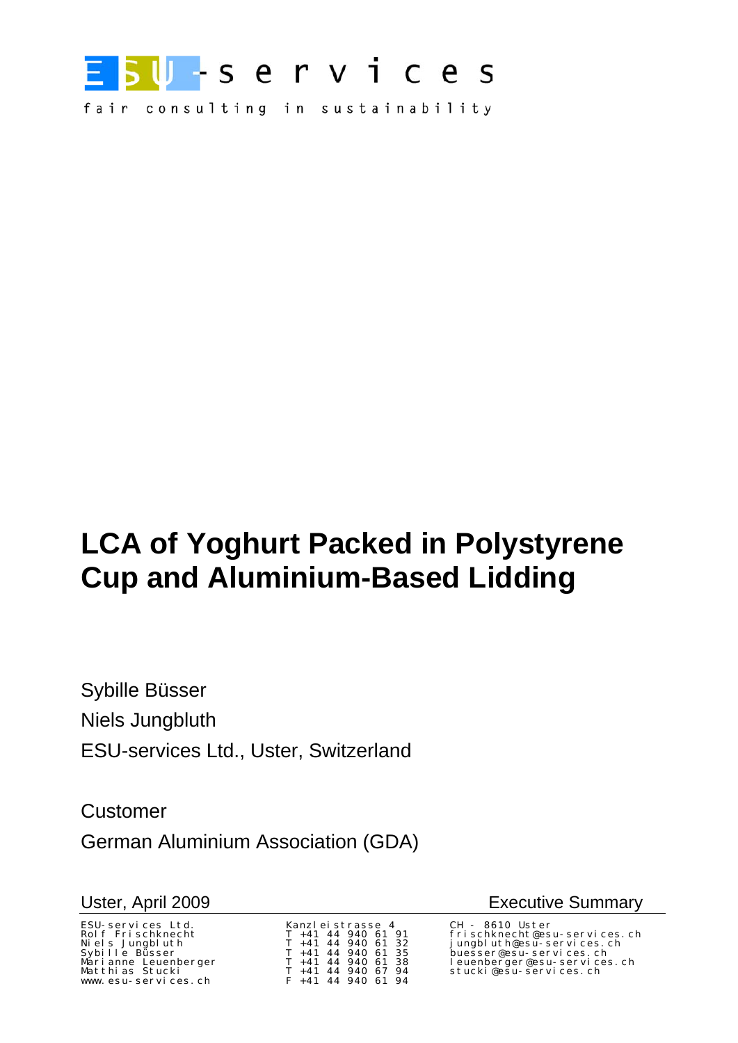ESU-services

fair consulting in sustainability

# LCA of Yoghurt Packed in Polystyrene Cup and Aluminium-Based Lidding

Sybille Büsser

Niels Jungbluth

ESU-services Ltd., Uster, Switzerland

Customer

German Aluminium Association (GDA)

Uster, April 2009

Executive Summary

| | | |
|---|---|---|
| ESU-services Ltd. | Kanzleistrasse 4 | CH - 8610 Uster |
| Rolf Frischknecht | T +41 44 940 61 91 | frischknecht@esu-services.ch |
| Niels Jungbluth | T +41 44 940 61 32 | jungbluth@esu-services.ch |
| Sybille Büsser | T +41 44 940 61 35 | buesser@esu-services.ch |
| Marianne Leuenberger | T +41 44 940 61 38 | leuenberger@esu-services.ch |
| Matthias Stucki | T +41 44 940 67 94 | stucki@esu-services.ch |
| www.esu-services.ch | F +41 44 940 61 94 | |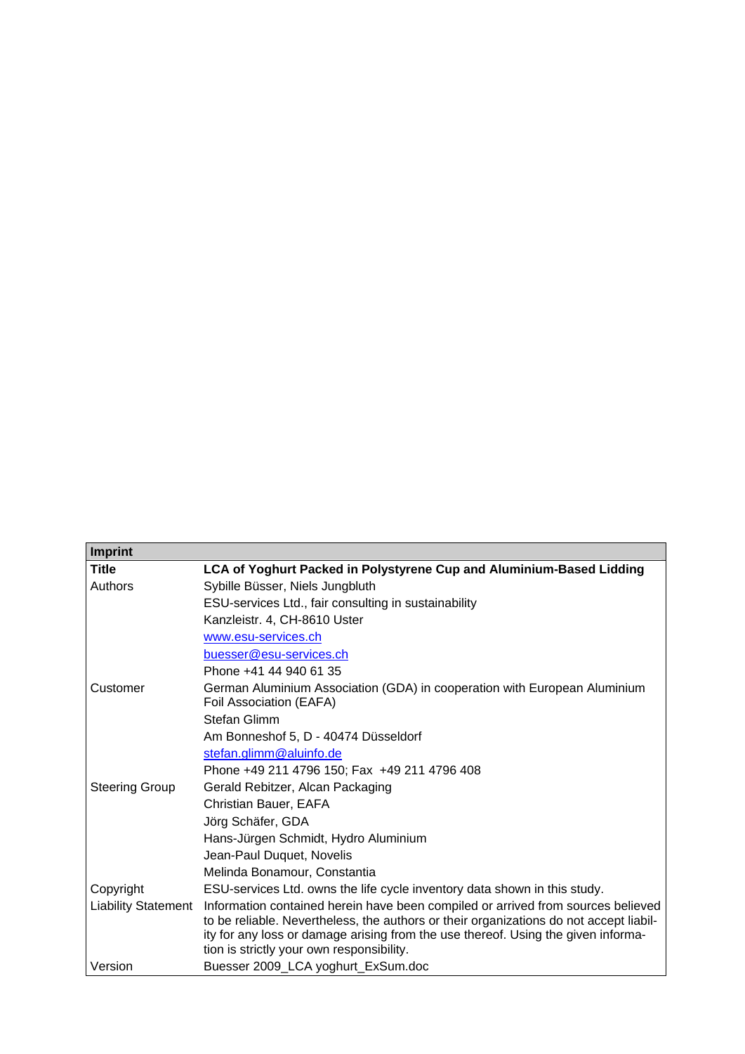| Imprint | |
|---|---|
| **Title** | **LCA of Yoghurt Packed in Polystyrene Cup and Aluminium-Based Lidding** |
| Authors | Sybille Büsser, Niels Jungbluth |
| | ESU-services Ltd., fair consulting in sustainability |
| | Kanzleistr. 4, CH-8610 Uster |
| | www.esu-services.ch |
| | buesser@esu-services.ch |
| | Phone +41 44 940 61 35 |
| Customer | German Aluminium Association (GDA) in cooperation with European Aluminium Foil Association (EAFA) |
| | Stefan Glimm |
| | Am Bonneshof 5, D - 40474 Düsseldorf |
| | stefan.glimm@aluinfo.de |
| | Phone +49 211 4796 150; Fax +49 211 4796 408 |
| Steering Group | Gerald Rebitzer, Alcan Packaging |
| | Christian Bauer, EAFA |
| | Jörg Schäfer, GDA |
| | Hans-Jürgen Schmidt, Hydro Aluminium |
| | Jean-Paul Duquet, Novelis |
| | Melinda Bonamour, Constantia |
| Copyright | ESU-services Ltd. owns the life cycle inventory data shown in this study. |
| Liability Statement | Information contained herein have been compiled or arrived from sources believed to be reliable. Nevertheless, the authors or their organizations do not accept liability for any loss or damage arising from the use thereof. Using the given information is strictly your own responsibility. |
| Version | Buesser 2009_LCA yoghurt_ExSum.doc |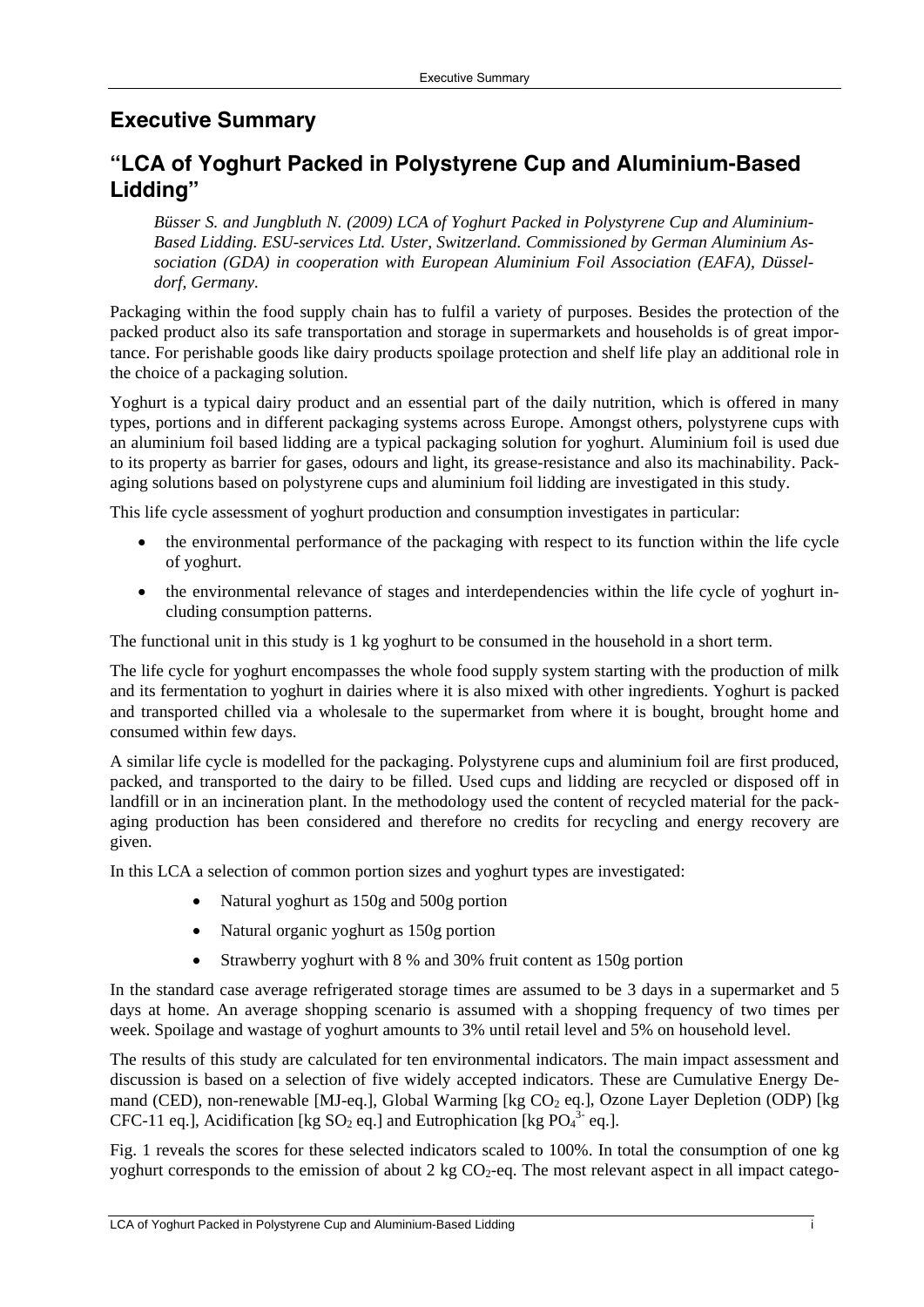# Executive Summary

## "LCA of Yoghurt Packed in Polystyrene Cup and Aluminium-Based Lidding"

*Büsser S. and Jungbluth N. (2009) LCA of Yoghurt Packed in Polystyrene Cup and Aluminium-Based Lidding. ESU-services Ltd. Uster, Switzerland. Commissioned by German Aluminium Association (GDA) in cooperation with European Aluminium Foil Association (EAFA), Düsseldorf, Germany.*

Packaging within the food supply chain has to fulfil a variety of purposes. Besides the protection of the packed product also its safe transportation and storage in supermarkets and households is of great importance. For perishable goods like dairy products spoilage protection and shelf life play an additional role in the choice of a packaging solution.

Yoghurt is a typical dairy product and an essential part of the daily nutrition, which is offered in many types, portions and in different packaging systems across Europe. Amongst others, polystyrene cups with an aluminium foil based lidding are a typical packaging solution for yoghurt. Aluminium foil is used due to its property as barrier for gases, odours and light, its grease-resistance and also its machinability. Packaging solutions based on polystyrene cups and aluminium foil lidding are investigated in this study.

This life cycle assessment of yoghurt production and consumption investigates in particular:

- the environmental performance of the packaging with respect to its function within the life cycle of yoghurt.
- the environmental relevance of stages and interdependencies within the life cycle of yoghurt including consumption patterns.

The functional unit in this study is 1 kg yoghurt to be consumed in the household in a short term.

The life cycle for yoghurt encompasses the whole food supply system starting with the production of milk and its fermentation to yoghurt in dairies where it is also mixed with other ingredients. Yoghurt is packed and transported chilled via a wholesale to the supermarket from where it is bought, brought home and consumed within few days.

A similar life cycle is modelled for the packaging. Polystyrene cups and aluminium foil are first produced, packed, and transported to the dairy to be filled. Used cups and lidding are recycled or disposed off in landfill or in an incineration plant. In the methodology used the content of recycled material for the packaging production has been considered and therefore no credits for recycling and energy recovery are given.

In this LCA a selection of common portion sizes and yoghurt types are investigated:

- Natural yoghurt as 150g and 500g portion
- Natural organic yoghurt as 150g portion
- Strawberry yoghurt with 8 % and 30% fruit content as 150g portion

In the standard case average refrigerated storage times are assumed to be 3 days in a supermarket and 5 days at home. An average shopping scenario is assumed with a shopping frequency of two times per week. Spoilage and wastage of yoghurt amounts to 3% until retail level and 5% on household level.

The results of this study are calculated for ten environmental indicators. The main impact assessment and discussion is based on a selection of five widely accepted indicators. These are Cumulative Energy Demand (CED), non-renewable [MJ-eq.], Global Warming [kg $CO_2$ eq.], Ozone Layer Depletion (ODP) [kg CFC-11 eq.], Acidification [kg $SO_2$ eq.] and Eutrophication [kg $PO_4^{3-}$ eq.].

Fig. 1 reveals the scores for these selected indicators scaled to 100%. In total the consumption of one kg yoghurt corresponds to the emission of about 2 kg $CO_2$-eq. The most relevant aspect in all impact catego-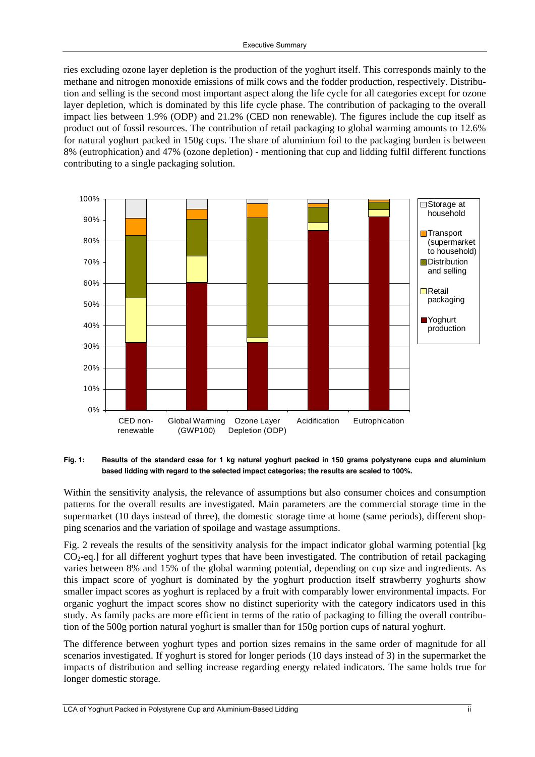ries excluding ozone layer depletion is the production of the yoghurt itself. This corresponds mainly to the methane and nitrogen monoxide emissions of milk cows and the fodder production, respectively. Distribution and selling is the second most important aspect along the life cycle for all categories except for ozone layer depletion, which is dominated by this life cycle phase. The contribution of packaging to the overall impact lies between 1.9% (ODP) and 21.2% (CED non renewable). The figures include the cup itself as product out of fossil resources. The contribution of retail packaging to global warming amounts to 12.6% for natural yoghurt packed in 150g cups. The share of aluminium foil to the packaging burden is between 8% (eutrophication) and 47% (ozone depletion) - mentioning that cup and lidding fulfil different functions contributing to a single packaging solution.

**Fig. 1: Results of the standard case for 1 kg natural yoghurt packed in 150 grams polystyrene cups and aluminium based lidding with regard to the selected impact categories; the results are scaled to 100%.**

Within the sensitivity analysis, the relevance of assumptions but also consumer choices and consumption patterns for the overall results are investigated. Main parameters are the commercial storage time in the supermarket (10 days instead of three), the domestic storage time at home (same periods), different shopping scenarios and the variation of spoilage and wastage assumptions.

Fig. 2 reveals the results of the sensitivity analysis for the impact indicator global warming potential [kg $CO_2$-eq.] for all different yoghurt types that have been investigated. The contribution of retail packaging varies between 8% and 15% of the global warming potential, depending on cup size and ingredients. As this impact score of yoghurt is dominated by the yoghurt production itself strawberry yoghurts show smaller impact scores as yoghurt is replaced by a fruit with comparably lower environmental impacts. For organic yoghurt the impact scores show no distinct superiority with the category indicators used in this study. As family packs are more efficient in terms of the ratio of packaging to filling the overall contribution of the 500g portion natural yoghurt is smaller than for 150g portion cups of natural yoghurt.

The difference between yoghurt types and portion sizes remains in the same order of magnitude for all scenarios investigated. If yoghurt is stored for longer periods (10 days instead of 3) in the supermarket the impacts of distribution and selling increase regarding energy related indicators. The same holds true for longer domestic storage.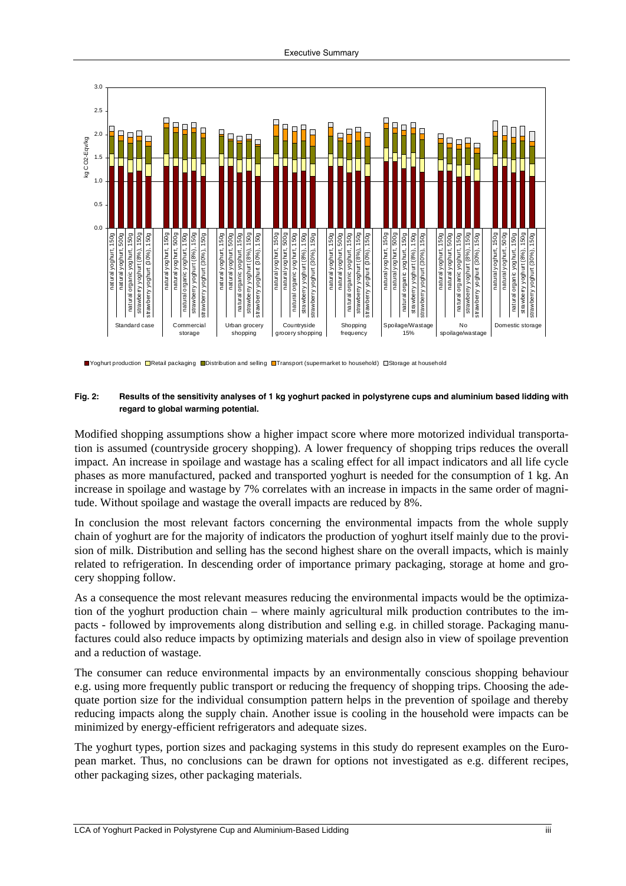3.0

2.5

2.0

1.5

1.0

0.5

0.0

kg CO2-Eqv/kg

natural yoghurt, 150g
natural yoghurt, 500g
natural organic yoghurt, 150g
strawberry yoghurt (8%), 150g
strawberry yoghurt (30%), 150g

Standard case

Commercial storage

Urban grocery shopping

Countryside grocery shopping

Shopping frequency

Spoilage/Wastage 15%

No spoilage/wastage

Domestic storage

Yoghurt production
Retail packaging
Distribution and selling
Transport (supermarket to household)
Storage at household

**Fig. 2: Results of the sensitivity analyses of 1 kg yoghurt packed in polystyrene cups and aluminium based lidding with regard to global warming potential.**

Modified shopping assumptions show a higher impact score where more motorized individual transportation is assumed (countryside grocery shopping). A lower frequency of shopping trips reduces the overall impact. An increase in spoilage and wastage has a scaling effect for all impact indicators and all life cycle phases as more manufactured, packed and transported yoghurt is needed for the consumption of 1 kg. An increase in spoilage and wastage by 7% correlates with an increase in impacts in the same order of magnitude. Without spoilage and wastage the overall impacts are reduced by 8%.

In conclusion the most relevant factors concerning the environmental impacts from the whole supply chain of yoghurt are for the majority of indicators the production of yoghurt itself mainly due to the provision of milk. Distribution and selling has the second highest share on the overall impacts, which is mainly related to refrigeration. In descending order of importance primary packaging, storage at home and grocery shopping follow.

As a consequence the most relevant measures reducing the environmental impacts would be the optimization of the yoghurt production chain – where mainly agricultural milk production contributes to the impacts - followed by improvements along distribution and selling e.g. in chilled storage. Packaging manufactures could also reduce impacts by optimizing materials and design also in view of spoilage prevention and a reduction of wastage.

The consumer can reduce environmental impacts by an environmentally conscious shopping behaviour e.g. using more frequently public transport or reducing the frequency of shopping trips. Choosing the adequate portion size for the individual consumption pattern helps in the prevention of spoilage and thereby reducing impacts along the supply chain. Another issue is cooling in the household were impacts can be minimized by energy-efficient refrigerators and adequate sizes.

The yoghurt types, portion sizes and packaging systems in this study do represent examples on the European market. Thus, no conclusions can be drawn for options not investigated as e.g. different recipes, other packaging sizes, other packaging materials.